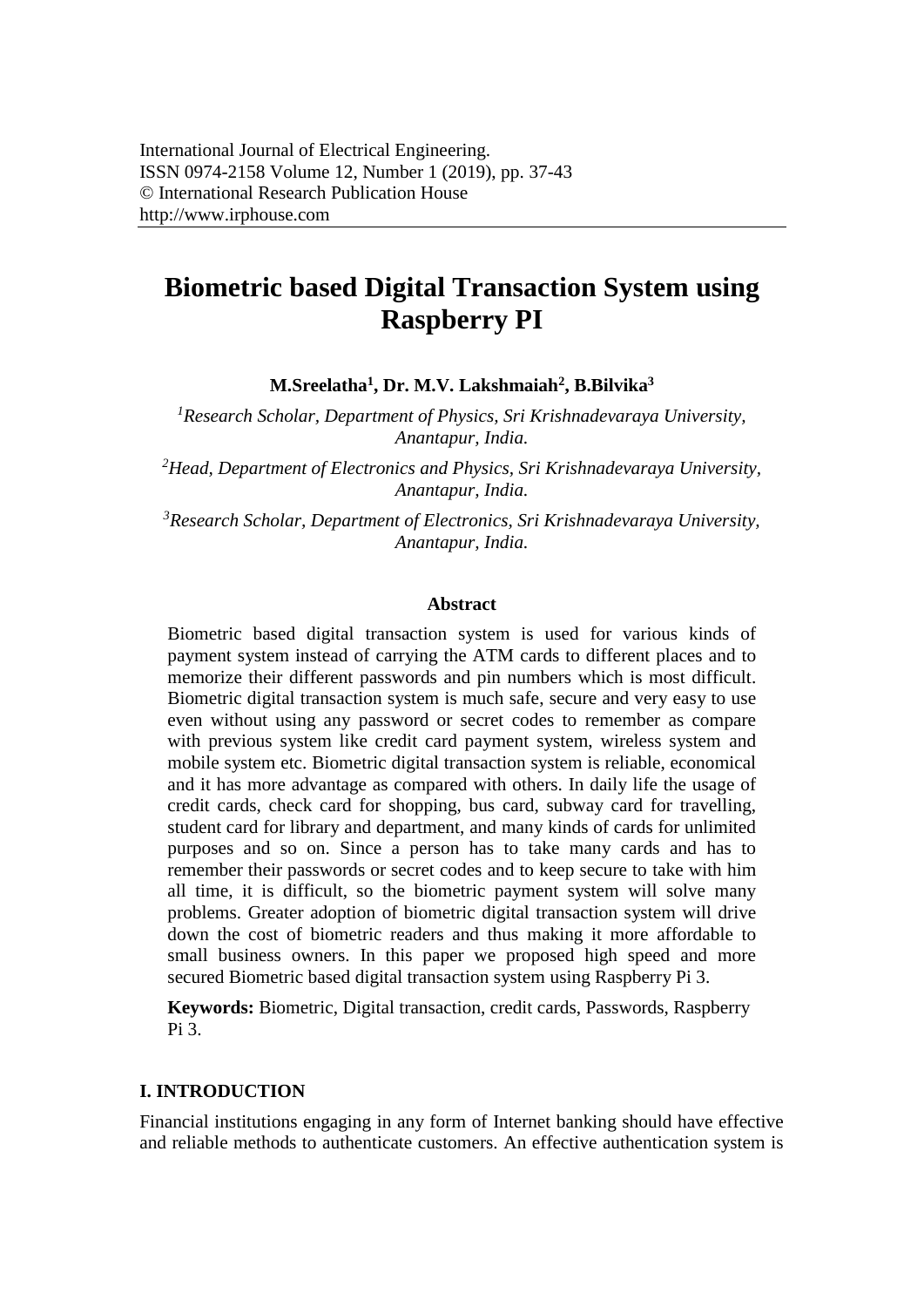International Journal of Electrical Engineering.
ISSN 0974-2158 Volume 12, Number 1 (2019), pp. 37-43
© International Research Publication House
http://www.irphouse.com

# Biometric based Digital Transaction System using Raspberry PI

**M.Sreelatha[1], Dr. M.V. Lakshmaiah[2], B.Bilvika[3]**

*[1]Research Scholar, Department of Physics, Sri Krishnadevaraya University, Anantapur, India.*

*[2]Head, Department of Electronics and Physics, Sri Krishnadevaraya University, Anantapur, India.*

*[3]Research Scholar, Department of Electronics, Sri Krishnadevaraya University, Anantapur, India.*

### Abstract

Biometric based digital transaction system is used for various kinds of payment system instead of carrying the ATM cards to different places and to memorize their different passwords and pin numbers which is most difficult. Biometric digital transaction system is much safe, secure and very easy to use even without using any password or secret codes to remember as compare with previous system like credit card payment system, wireless system and mobile system etc. Biometric digital transaction system is reliable, economical and it has more advantage as compared with others. In daily life the usage of credit cards, check card for shopping, bus card, subway card for travelling, student card for library and department, and many kinds of cards for unlimited purposes and so on. Since a person has to take many cards and has to remember their passwords or secret codes and to keep secure to take with him all time, it is difficult, so the biometric payment system will solve many problems. Greater adoption of biometric digital transaction system will drive down the cost of biometric readers and thus making it more affordable to small business owners. In this paper we proposed high speed and more secured Biometric based digital transaction system using Raspberry Pi 3.

**Keywords:** Biometric, Digital transaction, credit cards, Passwords, Raspberry Pi 3.

## I. INTRODUCTION

Financial institutions engaging in any form of Internet banking should have effective and reliable methods to authenticate customers. An effective authentication system is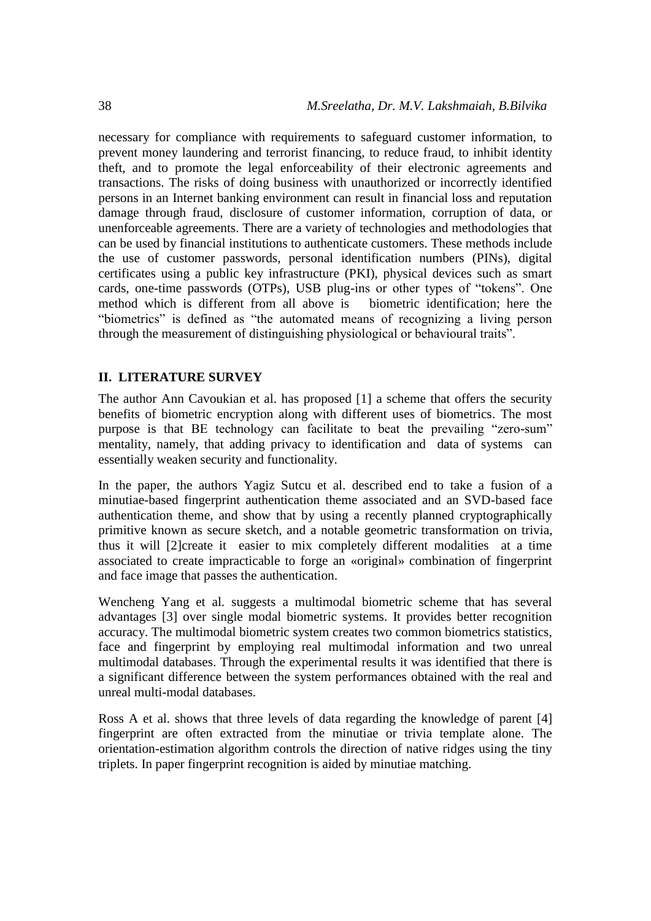necessary for compliance with requirements to safeguard customer information, to prevent money laundering and terrorist financing, to reduce fraud, to inhibit identity theft, and to promote the legal enforceability of their electronic agreements and transactions. The risks of doing business with unauthorized or incorrectly identified persons in an Internet banking environment can result in financial loss and reputation damage through fraud, disclosure of customer information, corruption of data, or unenforceable agreements. There are a variety of technologies and methodologies that can be used by financial institutions to authenticate customers. These methods include the use of customer passwords, personal identification numbers (PINs), digital certificates using a public key infrastructure (PKI), physical devices such as smart cards, one-time passwords (OTPs), USB plug-ins or other types of "tokens". One method which is different from all above is biometric identification; here the "biometrics" is defined as "the automated means of recognizing a living person through the measurement of distinguishing physiological or behavioural traits".

## II. LITERATURE SURVEY

The author Ann Cavoukian et al. has proposed [1] a scheme that offers the security benefits of biometric encryption along with different uses of biometrics. The most purpose is that BE technology can facilitate to beat the prevailing "zero-sum" mentality, namely, that adding privacy to identification and data of systems can essentially weaken security and functionality.

In the paper, the authors Yagiz Sutcu et al. described end to take a fusion of a minutiae-based fingerprint authentication theme associated and an SVD-based face authentication theme, and show that by using a recently planned cryptographically primitive known as secure sketch, and a notable geometric transformation on trivia, thus it will [2]create it easier to mix completely different modalities at a time associated to create impracticable to forge an «original» combination of fingerprint and face image that passes the authentication.

Wencheng Yang et al. suggests a multimodal biometric scheme that has several advantages [3] over single modal biometric systems. It provides better recognition accuracy. The multimodal biometric system creates two common biometrics statistics, face and fingerprint by employing real multimodal information and two unreal multimodal databases. Through the experimental results it was identified that there is a significant difference between the system performances obtained with the real and unreal multi-modal databases.

Ross A et al. shows that three levels of data regarding the knowledge of parent [4] fingerprint are often extracted from the minutiae or trivia template alone. The orientation-estimation algorithm controls the direction of native ridges using the tiny triplets. In paper fingerprint recognition is aided by minutiae matching.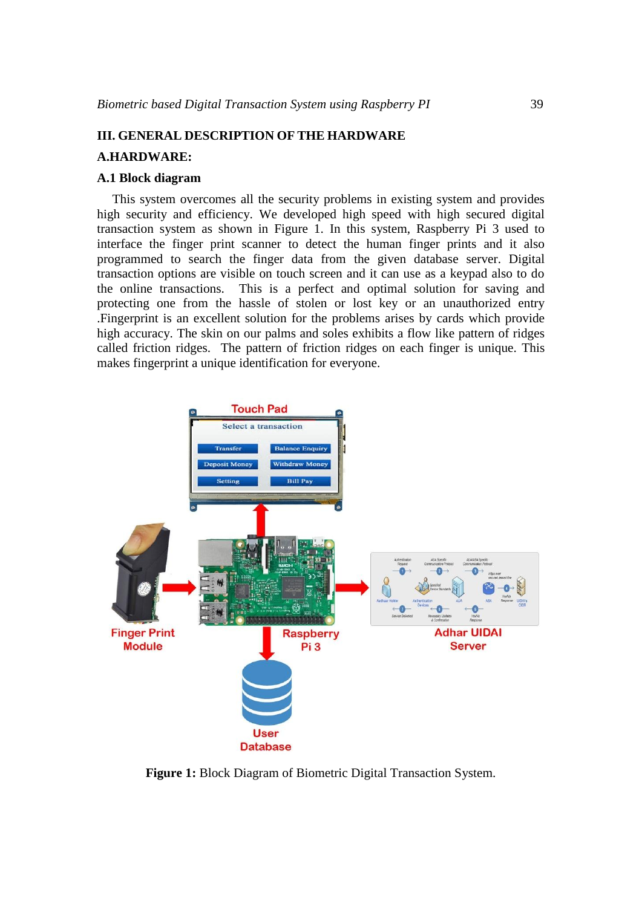## III. GENERAL DESCRIPTION OF THE HARDWARE

### A.HARDWARE:

#### A.1 Block diagram

This system overcomes all the security problems in existing system and provides high security and efficiency. We developed high speed with high secured digital transaction system as shown in Figure 1. In this system, Raspberry Pi 3 used to interface the finger print scanner to detect the human finger prints and it also programmed to search the finger data from the given database server. Digital transaction options are visible on touch screen and it can use as a keypad also to do the online transactions. This is a perfect and optimal solution for saving and protecting one from the hassle of stolen or lost key or an unauthorized entry .Fingerprint is an excellent solution for the problems arises by cards which provide high accuracy. The skin on our palms and soles exhibits a flow like pattern of ridges called friction ridges. The pattern of friction ridges on each finger is unique. This makes fingerprint a unique identification for everyone.

**Figure 1:** Block Diagram of Biometric Digital Transaction System.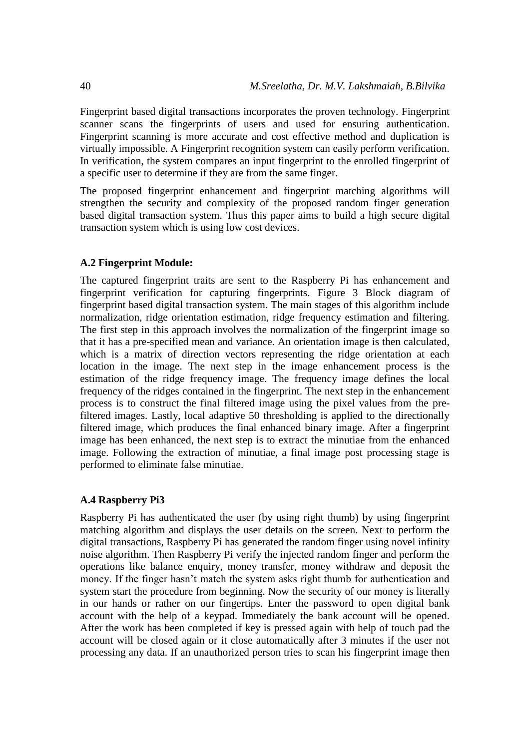Fingerprint based digital transactions incorporates the proven technology. Fingerprint scanner scans the fingerprints of users and used for ensuring authentication. Fingerprint scanning is more accurate and cost effective method and duplication is virtually impossible. A Fingerprint recognition system can easily perform verification. In verification, the system compares an input fingerprint to the enrolled fingerprint of a specific user to determine if they are from the same finger.

The proposed fingerprint enhancement and fingerprint matching algorithms will strengthen the security and complexity of the proposed random finger generation based digital transaction system. Thus this paper aims to build a high secure digital transaction system which is using low cost devices.

**A.2 Fingerprint Module:**

The captured fingerprint traits are sent to the Raspberry Pi has enhancement and fingerprint verification for capturing fingerprints. Figure 3 Block diagram of fingerprint based digital transaction system. The main stages of this algorithm include normalization, ridge orientation estimation, ridge frequency estimation and filtering. The first step in this approach involves the normalization of the fingerprint image so that it has a pre-specified mean and variance. An orientation image is then calculated, which is a matrix of direction vectors representing the ridge orientation at each location in the image. The next step in the image enhancement process is the estimation of the ridge frequency image. The frequency image defines the local frequency of the ridges contained in the fingerprint. The next step in the enhancement process is to construct the final filtered image using the pixel values from the pre-filtered images. Lastly, local adaptive 50 thresholding is applied to the directionally filtered image, which produces the final enhanced binary image. After a fingerprint image has been enhanced, the next step is to extract the minutiae from the enhanced image. Following the extraction of minutiae, a final image post processing stage is performed to eliminate false minutiae.

**A.4 Raspberry Pi3**

Raspberry Pi has authenticated the user (by using right thumb) by using fingerprint matching algorithm and displays the user details on the screen. Next to perform the digital transactions, Raspberry Pi has generated the random finger using novel infinity noise algorithm. Then Raspberry Pi verify the injected random finger and perform the operations like balance enquiry, money transfer, money withdraw and deposit the money. If the finger hasn't match the system asks right thumb for authentication and system start the procedure from beginning. Now the security of our money is literally in our hands or rather on our fingertips. Enter the password to open digital bank account with the help of a keypad. Immediately the bank account will be opened. After the work has been completed if key is pressed again with help of touch pad the account will be closed again or it close automatically after 3 minutes if the user not processing any data. If an unauthorized person tries to scan his fingerprint image then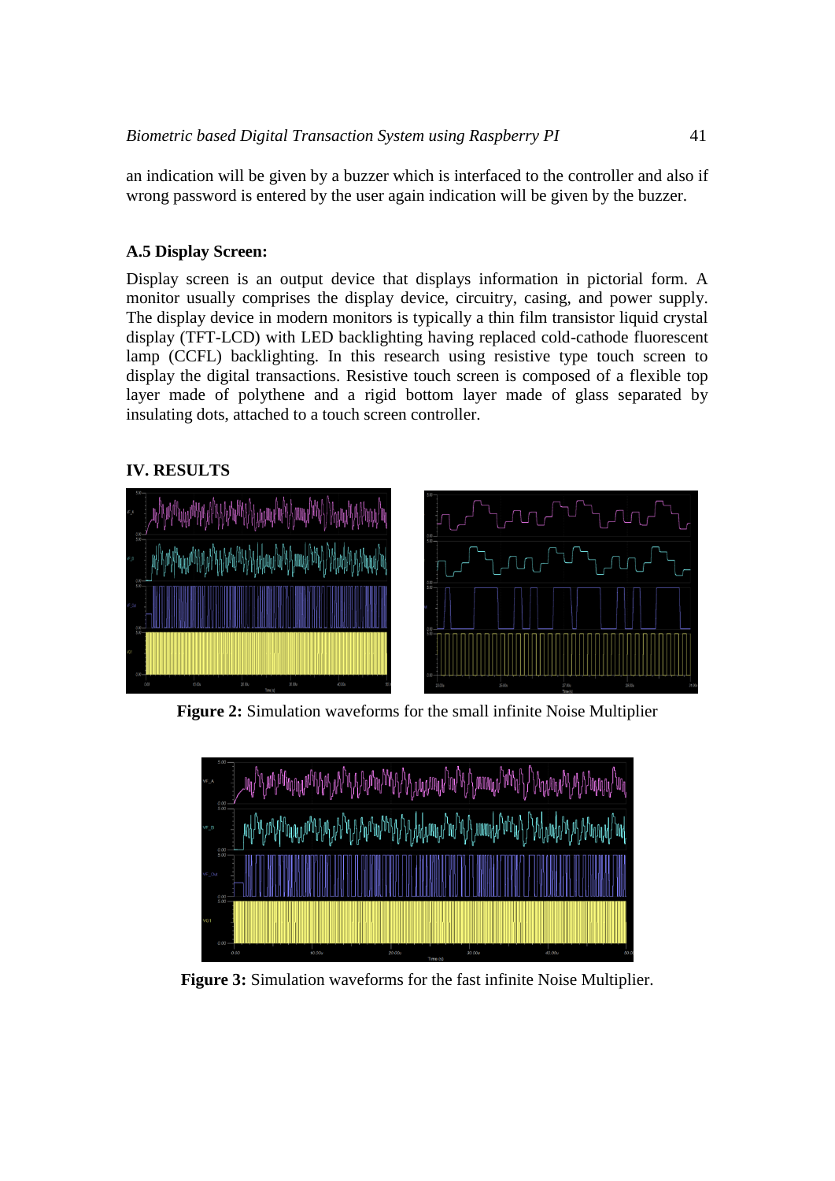an indication will be given by a buzzer which is interfaced to the controller and also if wrong password is entered by the user again indication will be given by the buzzer.

### A.5 Display Screen:

Display screen is an output device that displays information in pictorial form. A monitor usually comprises the display device, circuitry, casing, and power supply. The display device in modern monitors is typically a thin film transistor liquid crystal display (TFT-LCD) with LED backlighting having replaced cold-cathode fluorescent lamp (CCFL) backlighting. In this research using resistive type touch screen to display the digital transactions. Resistive touch screen is composed of a flexible top layer made of polythene and a rigid bottom layer made of glass separated by insulating dots, attached to a touch screen controller.

## IV. RESULTS

**Figure 2:** Simulation waveforms for the small infinite Noise Multiplier

**Figure 3:** Simulation waveforms for the fast infinite Noise Multiplier.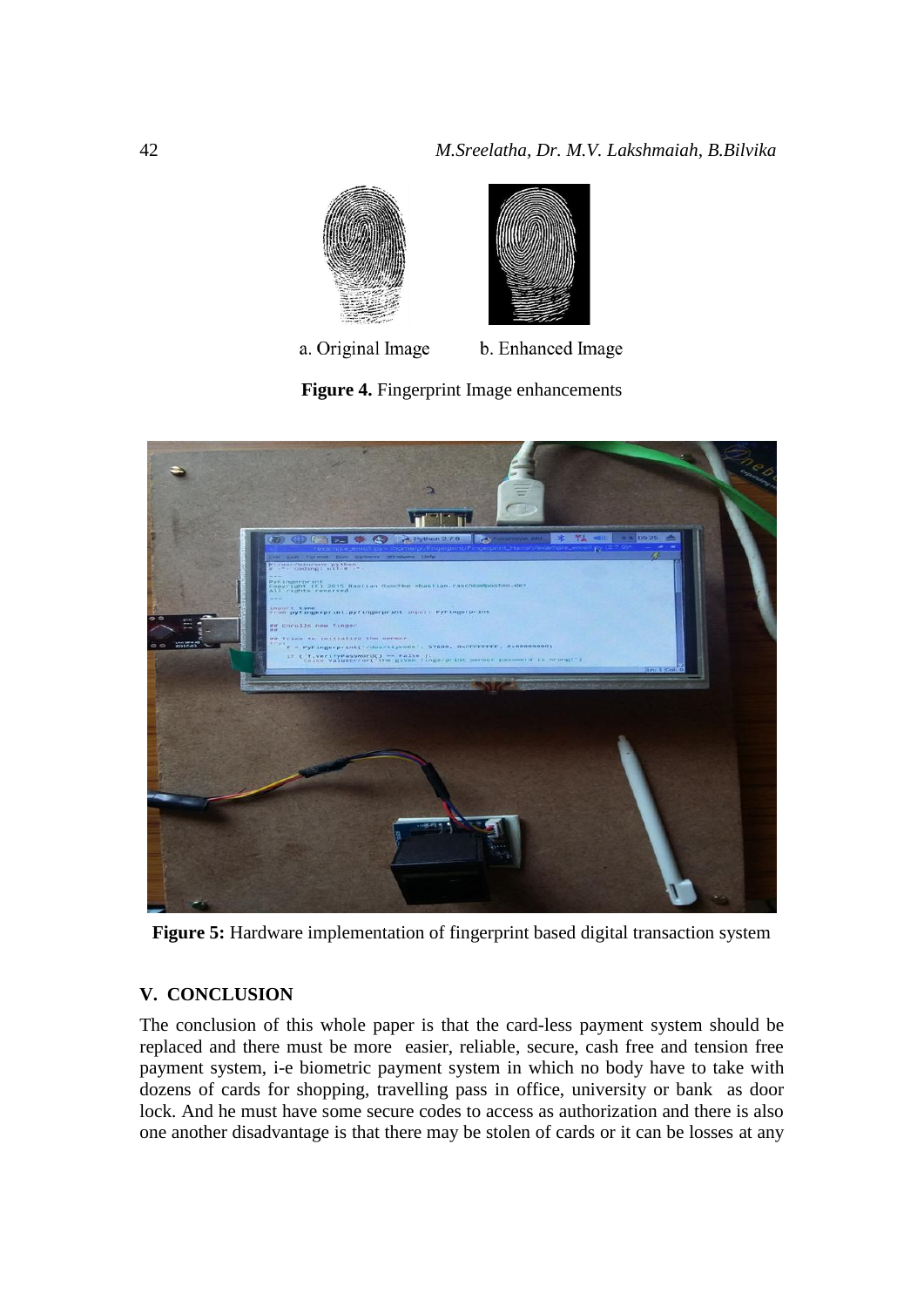a. Original Image b. Enhanced Image

**Figure 4.** Fingerprint Image enhancements

**Figure 5:** Hardware implementation of fingerprint based digital transaction system

## V. CONCLUSION

The conclusion of this whole paper is that the card-less payment system should be replaced and there must be more easier, reliable, secure, cash free and tension free payment system, i-e biometric payment system in which no body have to take with dozens of cards for shopping, travelling pass in office, university or bank as door lock. And he must have some secure codes to access as authorization and there is also one another disadvantage is that there may be stolen of cards or it can be losses at any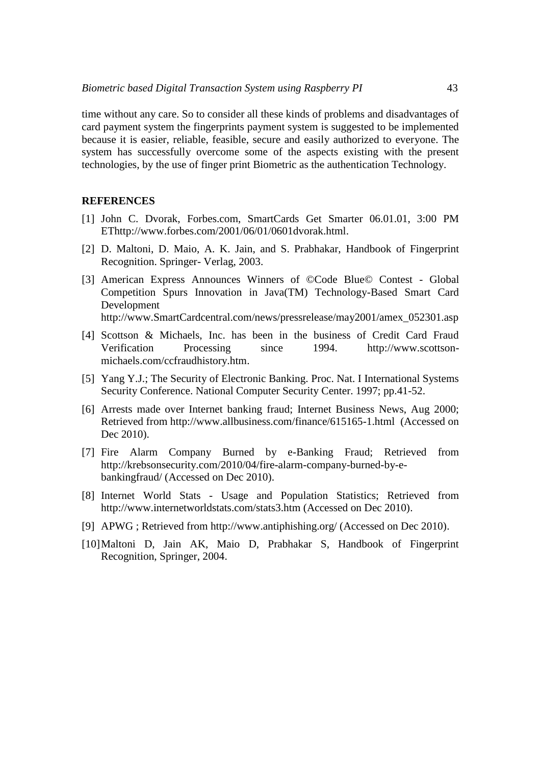time without any care. So to consider all these kinds of problems and disadvantages of card payment system the fingerprints payment system is suggested to be implemented because it is easier, reliable, feasible, secure and easily authorized to everyone. The system has successfully overcome some of the aspects existing with the present technologies, by the use of finger print Biometric as the authentication Technology.

## REFERENCES

[1] John C. Dvorak, Forbes.com, SmartCards Get Smarter 06.01.01, 3:00 PM EThttp://www.forbes.com/2001/06/01/0601dvorak.html.

[2] D. Maltoni, D. Maio, A. K. Jain, and S. Prabhakar, Handbook of Fingerprint Recognition. Springer- Verlag, 2003.

[3] American Express Announces Winners of ©Code Blue© Contest - Global Competition Spurs Innovation in Java(TM) Technology-Based Smart Card Development http://www.SmartCardcentral.com/news/pressrelease/may2001/amex_052301.asp

[4] Scottson & Michaels, Inc. has been in the business of Credit Card Fraud Verification Processing since 1994. http://www.scottson-michaels.com/ccfraudhistory.htm.

[5] Yang Y.J.; The Security of Electronic Banking. Proc. Nat. I International Systems Security Conference. National Computer Security Center. 1997; pp.41-52.

[6] Arrests made over Internet banking fraud; Internet Business News, Aug 2000; Retrieved from http://www.allbusiness.com/finance/615165-1.html (Accessed on Dec 2010).

[7] Fire Alarm Company Burned by e-Banking Fraud; Retrieved from http://krebsonsecurity.com/2010/04/fire-alarm-company-burned-by-e-bankingfraud/ (Accessed on Dec 2010).

[8] Internet World Stats - Usage and Population Statistics; Retrieved from http://www.internetworldstats.com/stats3.htm (Accessed on Dec 2010).

[9] APWG ; Retrieved from http://www.antiphishing.org/ (Accessed on Dec 2010).

[10] Maltoni D, Jain AK, Maio D, Prabhakar S, Handbook of Fingerprint Recognition, Springer, 2004.